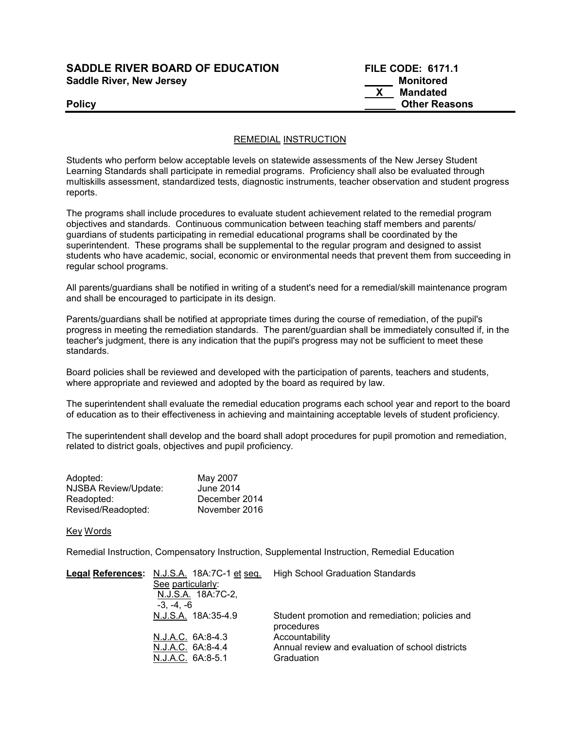**SADDLE RIVER BOARD OF EDUCATION** — **FILE CODE: 6171.1**

**Saddle River, New Jersey**

____ Monitored
__X__ Mandated
____ Other Reasons

**Policy**

## REMEDIAL INSTRUCTION

Students who perform below acceptable levels on statewide assessments of the New Jersey Student Learning Standards shall participate in remedial programs. Proficiency shall also be evaluated through multiskills assessment, standardized tests, diagnostic instruments, teacher observation and student progress reports.

The programs shall include procedures to evaluate student achievement related to the remedial program objectives and standards. Continuous communication between teaching staff members and parents/ guardians of students participating in remedial educational programs shall be coordinated by the superintendent. These programs shall be supplemental to the regular program and designed to assist students who have academic, social, economic or environmental needs that prevent them from succeeding in regular school programs.

All parents/guardians shall be notified in writing of a student's need for a remedial/skill maintenance program and shall be encouraged to participate in its design.

Parents/guardians shall be notified at appropriate times during the course of remediation, of the pupil's progress in meeting the remediation standards. The parent/guardian shall be immediately consulted if, in the teacher's judgment, there is any indication that the pupil's progress may not be sufficient to meet these standards.

Board policies shall be reviewed and developed with the participation of parents, teachers and students, where appropriate and reviewed and adopted by the board as required by law.

The superintendent shall evaluate the remedial education programs each school year and report to the board of education as to their effectiveness in achieving and maintaining acceptable levels of student proficiency.

The superintendent shall develop and the board shall adopt procedures for pupil promotion and remediation, related to district goals, objectives and pupil proficiency.

| | |
|---|---|
| Adopted: | May 2007 |
| NJSBA Review/Update: | June 2014 |
| Readopted: | December 2014 |
| Revised/Readopted: | November 2016 |

Key Words

Remedial Instruction, Compensatory Instruction, Supplemental Instruction, Remedial Education

| **Legal References:** | | |
|---|---|---|
| | N.J.S.A. 18A:7C-1 et seq. See particularly: N.J.S.A. 18A:7C-2, -3, -4, -6 | High School Graduation Standards |
| | N.J.S.A. 18A:35-4.9 | Student promotion and remediation; policies and procedures |
| | N.J.A.C. 6A:8-4.3 | Accountability |
| | N.J.A.C. 6A:8-4.4 | Annual review and evaluation of school districts |
| | N.J.A.C. 6A:8-5.1 | Graduation |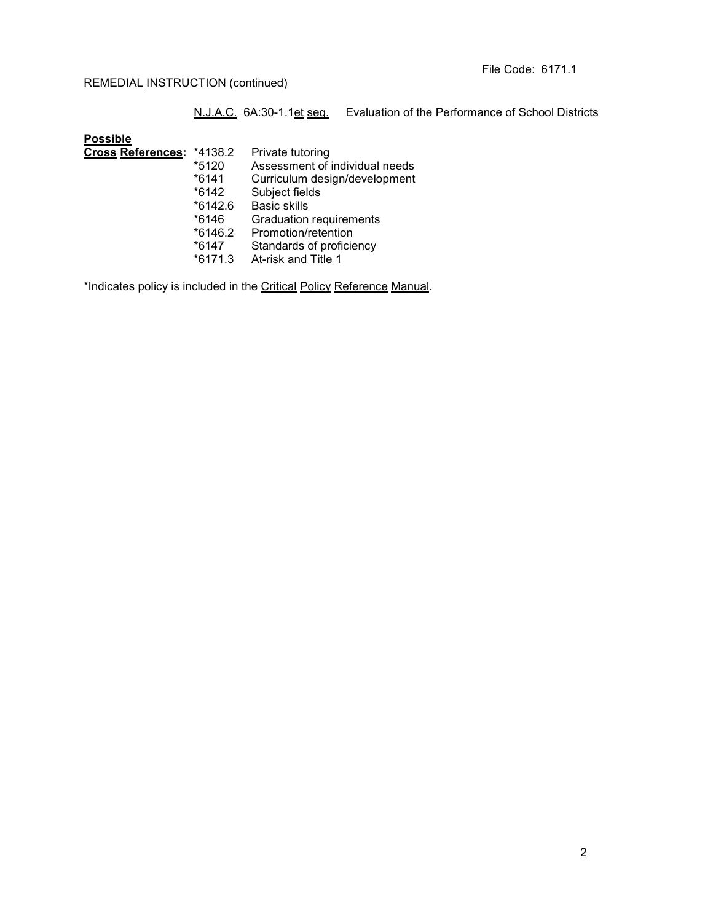File Code: 6171.1

REMEDIAL INSTRUCTION (continued)

N.J.A.C. 6A:30-1.1et seq. Evaluation of the Performance of School Districts

**Possible Cross References:**

| | |
|---|---|
| *4138.2 | Private tutoring |
| *5120 | Assessment of individual needs |
| *6141 | Curriculum design/development |
| *6142 | Subject fields |
| *6142.6 | Basic skills |
| *6146 | Graduation requirements |
| *6146.2 | Promotion/retention |
| *6147 | Standards of proficiency |
| *6171.3 | At-risk and Title 1 |

*Indicates policy is included in the Critical Policy Reference Manual.